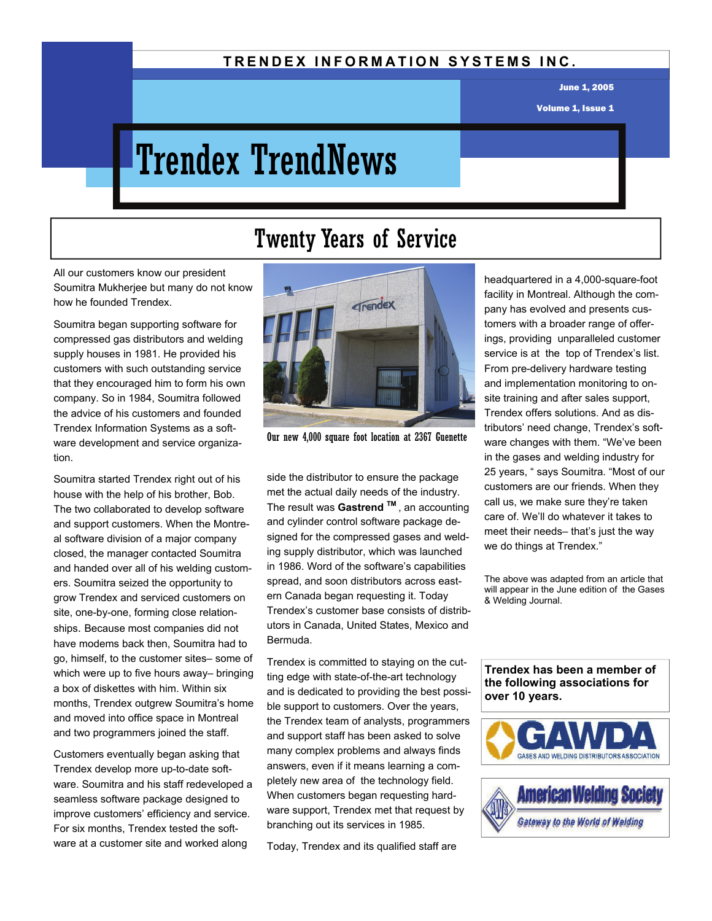TRENDEX INFORMATION SYSTEMS INC.

June 1, 2005

Volume 1, Issue 1

# Trendex TrendNews

## Twenty Years of Service

All our customers know our president Soumitra Mukherjee but many do not know how he founded Trendex.

Soumitra began supporting software for compressed gas distributors and welding supply houses in 1981. He provided his customers with such outstanding service that they encouraged him to form his own company. So in 1984, Soumitra followed the advice of his customers and founded Trendex Information Systems as a software development and service organization.

Soumitra started Trendex right out of his house with the help of his brother, Bob. The two collaborated to develop software and support customers. When the Montreal software division of a major company closed, the manager contacted Soumitra and handed over all of his welding customers. Soumitra seized the opportunity to grow Trendex and serviced customers on site, one-by-one, forming close relationships. Because most companies did not have modems back then, Soumitra had to go, himself, to the customer sites– some of which were up to five hours away– bringing a box of diskettes with him. Within six months, Trendex outgrew Soumitra's home and moved into office space in Montreal and two programmers joined the staff.

Customers eventually began asking that Trendex develop more up-to-date software. Soumitra and his staff redeveloped a seamless software package designed to improve customers' efficiency and service. For six months, Trendex tested the software at a customer site and worked along side the distributor to ensure the package met the actual daily needs of the industry. The result was **Gastrend ™**, an accounting and cylinder control software package designed for the compressed gases and welding supply distributor, which was launched in 1986. Word of the software's capabilities spread, and soon distributors across eastern Canada began requesting it. Today Trendex's customer base consists of distributors in Canada, United States, Mexico and Bermuda.

Our new 4,000 square foot location at 2367 Guenette

Trendex is committed to staying on the cutting edge with state-of-the-art technology and is dedicated to providing the best possible support to customers. Over the years, the Trendex team of analysts, programmers and support staff has been asked to solve many complex problems and always finds answers, even if it means learning a completely new area of the technology field. When customers began requesting hardware support, Trendex met that request by branching out its services in 1985.

Today, Trendex and its qualified staff are headquartered in a 4,000-square-foot facility in Montreal. Although the company has evolved and presents customers with a broader range of offerings, providing unparalleled customer service is at the top of Trendex's list. From pre-delivery hardware testing and implementation monitoring to on-site training and after sales support, Trendex offers solutions. And as distributors' need change, Trendex's software changes with them. "We've been in the gases and welding industry for 25 years, " says Soumitra. "Most of our customers are our friends. When they call us, we make sure they're taken care of. We'll do whatever it takes to meet their needs– that's just the way we do things at Trendex."

The above was adapted from an article that will appear in the June edition of the Gases & Welding Journal.

**Trendex has been a member of the following associations for over 10 years.**

GAWDA
GASES AND WELDING DISTRIBUTORS ASSOCIATION

American Welding Society
Gateway to the World of Welding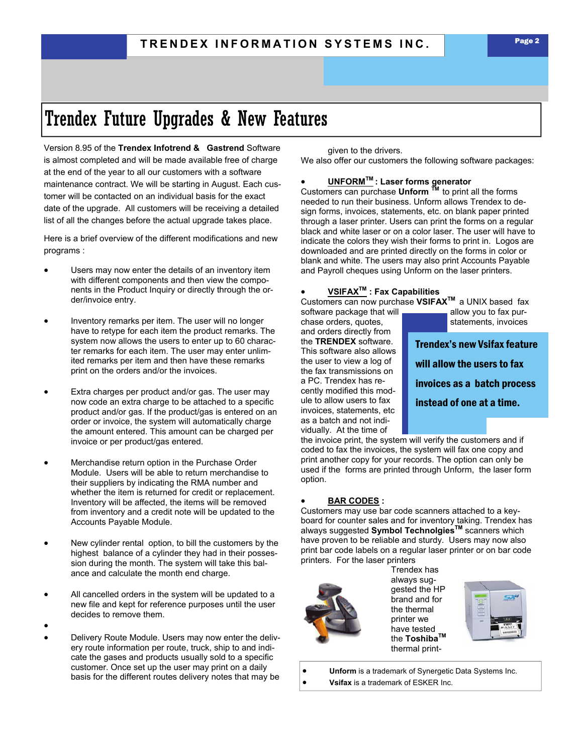# Trendex Future Upgrades & New Features

Version 8.95 of the **Trendex Infotrend & Gastrend** Software is almost completed and will be made available free of charge at the end of the year to all our customers with a software maintenance contract. We will be starting in August. Each customer will be contacted on an individual basis for the exact date of the upgrade. All customers will be receiving a detailed list of all the changes before the actual upgrade takes place.

Here is a brief overview of the different modifications and new programs :

- Users may now enter the details of an inventory item with different components and then view the components in the Product Inquiry or directly through the order/invoice entry.
- Inventory remarks per item. The user will no longer have to retype for each item the product remarks. The system now allows the users to enter up to 60 character remarks for each item. The user may enter unlimited remarks per item and then have these remarks print on the orders and/or the invoices.
- Extra charges per product and/or gas. The user may now code an extra charge to be attached to a specific product and/or gas. If the product/gas is entered on an order or invoice, the system will automatically charge the amount entered. This amount can be charged per invoice or per product/gas entered.
- Merchandise return option in the Purchase Order Module. Users will be able to return merchandise to their suppliers by indicating the RMA number and whether the item is returned for credit or replacement. Inventory will be affected, the items will be removed from inventory and a credit note will be updated to the Accounts Payable Module.
- New cylinder rental option, to bill the customers by the highest balance of a cylinder they had in their possession during the month. The system will take this balance and calculate the month end charge.
- All cancelled orders in the system will be updated to a new file and kept for reference purposes until the user decides to remove them.
- Delivery Route Module. Users may now enter the delivery route information per route, truck, ship to and indicate the gases and products usually sold to a specific customer. Once set up the user may print on a daily basis for the different routes delivery notes that may be given to the drivers.

We also offer our customers the following software packages:

- **UNFORM™ : Laser forms generator**

Customers can purchase **Unform ™** to print all the forms needed to run their business. Unform allows Trendex to design forms, invoices, statements, etc. on blank paper printed through a laser printer. Users can print the forms on a regular black and white laser or on a color laser. The user will have to indicate the colors they wish their forms to print in. Logos are downloaded and are printed directly on the forms in color or blank and white. The users may also print Accounts Payable and Payroll cheques using Unform on the laser printers.

- **VSIFAX™ : Fax Capabilities**

Customers can now purchase **VSIFAX™** a UNIX based fax software package that will allow you to fax purchase orders, quotes, statements, invoices and orders directly from the **TRENDEX** software. This software also allows the user to view a log of the fax transmissions on a PC. Trendex has recently modified this module to allow users to fax invoices, statements, etc as a batch and not individually. At the time of the invoice print, the system will verify the customers and if coded to fax the invoices, the system will fax one copy and print another copy for your records. The option can only be used if the forms are printed through Unform, the laser form option.

**Trendex's new Vsifax feature will allow the users to fax invoices as a batch process instead of one at a time.**

- **BAR CODES :**

Customers may use bar code scanners attached to a keyboard for counter sales and for inventory taking. Trendex has always suggested **Symbol Technolgies™** scanners which have proven to be reliable and sturdy. Users may now also print bar code labels on a regular laser printer or on bar code printers. For the laser printers Trendex has always suggested the HP brand and for the thermal printer we have tested the **Toshiba™** thermal print-

- **Unform** is a trademark of Synergetic Data Systems Inc.
- **Vsifax** is a trademark of ESKER Inc.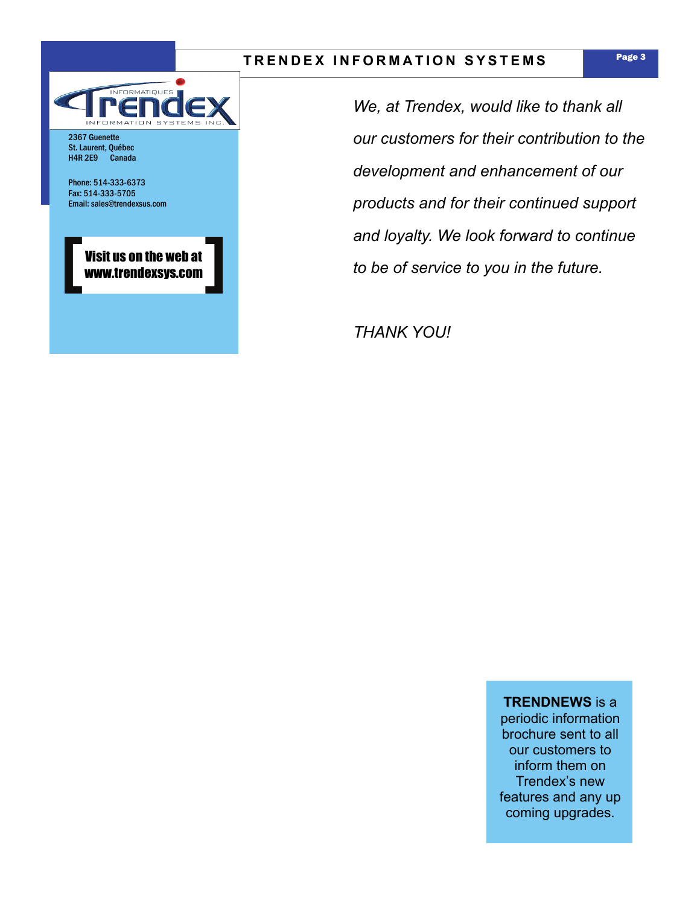2367 Guenette
St. Laurent, Québec
H4R 2E9 Canada

Phone: 514-333-6373
Fax: 514-333-5705
Email: sales@trendexsus.com

**Visit us on the web at www.trendexsys.com**

*We, at Trendex, would like to thank all our customers for their contribution to the development and enhancement of our products and for their continued support and loyalty. We look forward to continue to be of service to you in the future.*

*THANK YOU!*

**TRENDNEWS** is a periodic information brochure sent to all our customers to inform them on Trendex's new features and any up coming upgrades.